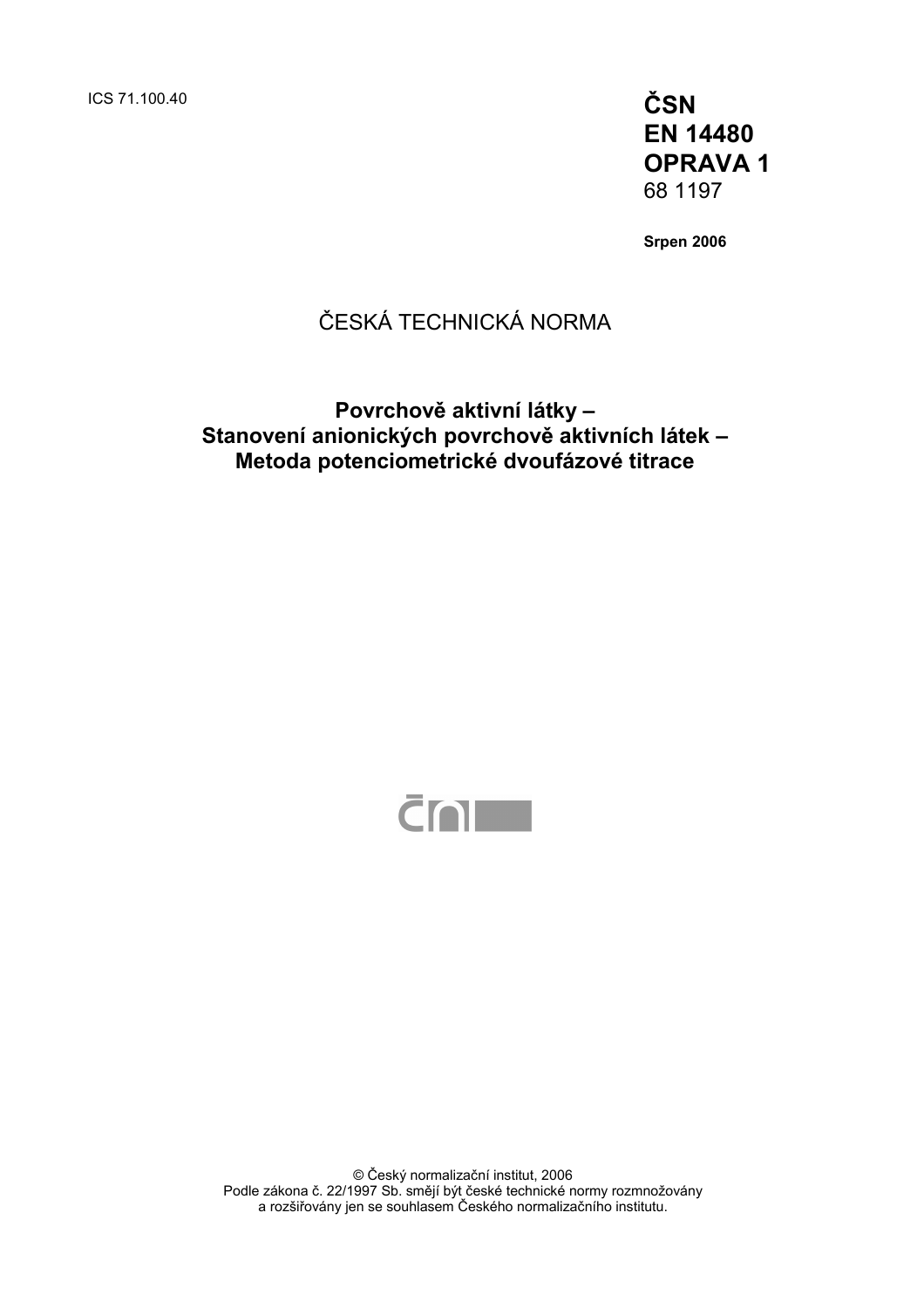ICS 71.100.40

**ČSN**
**EN 14480**
**OPRAVA 1**
68 1197

**Srpen 2006**

ČESKÁ TECHNICKÁ NORMA

# Povrchově aktivní látky – Stanovení anionických povrchově aktivních látek – Metoda potenciometrické dvoufázové titrace

© Český normalizační institut, 2006
Podle zákona č. 22/1997 Sb. smějí být české technické normy rozmnožovány a rozšiřovány jen se souhlasem Českého normalizačního institutu.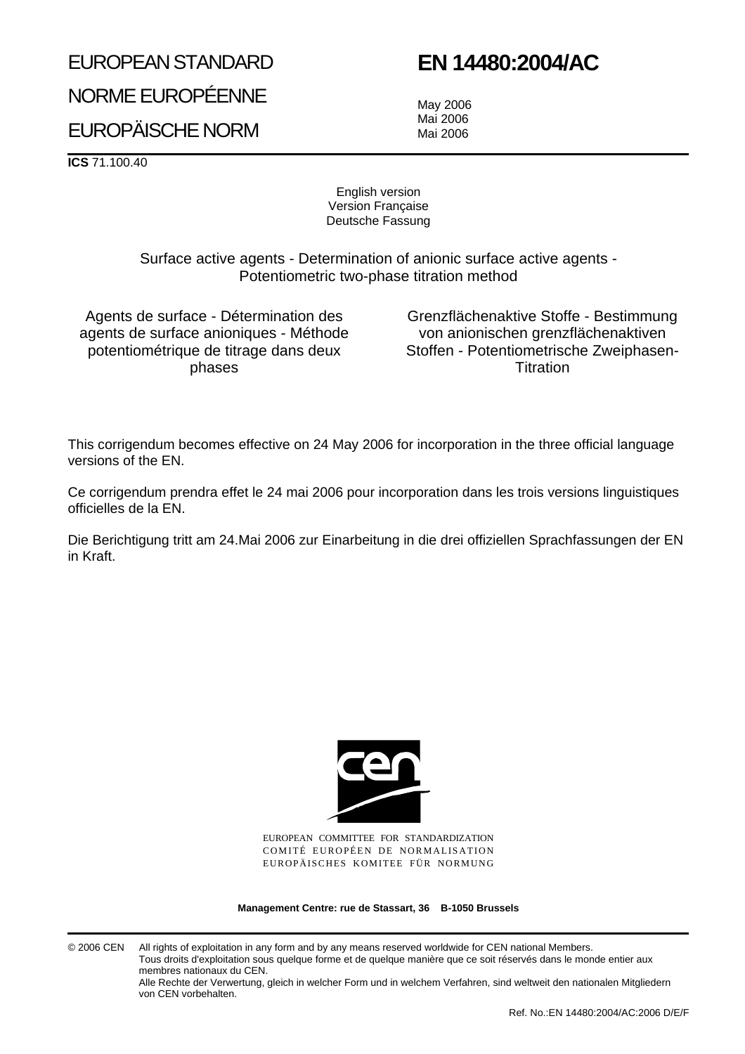EUROPEAN STANDARD

NORME EUROPÉENNE

EUROPÄISCHE NORM

# EN 14480:2004/AC

May 2006
Mai 2006
Mai 2006

**ICS** 71.100.40

English version
Version Française
Deutsche Fassung

Surface active agents - Determination of anionic surface active agents - Potentiometric two-phase titration method

Agents de surface - Détermination des agents de surface anioniques - Méthode potentiométrique de titrage dans deux phases

Grenzflächenaktive Stoffe - Bestimmung von anionischen grenzflächenaktiven Stoffen - Potentiometrische Zweiphasen-Titration

This corrigendum becomes effective on 24 May 2006 for incorporation in the three official language versions of the EN.

Ce corrigendum prendra effet le 24 mai 2006 pour incorporation dans les trois versions linguistiques officielles de la EN.

Die Berichtigung tritt am 24.Mai 2006 zur Einarbeitung in die drei offiziellen Sprachfassungen der EN in Kraft.

EUROPEAN COMMITTEE FOR STANDARDIZATION
COMITÉ EUROPÉEN DE NORMALISATION
EUROPÄISCHES KOMITEE FÜR NORMUNG

**Management Centre: rue de Stassart, 36 B-1050 Brussels**

© 2006 CEN All rights of exploitation in any form and by any means reserved worldwide for CEN national Members.
Tous droits d'exploitation sous quelque forme et de quelque manière que ce soit réservés dans le monde entier aux membres nationaux du CEN.
Alle Rechte der Verwertung, gleich in welcher Form und in welchem Verfahren, sind weltweit den nationalen Mitgliedern von CEN vorbehalten.

Ref. No.:EN 14480:2004/AC:2006 D/E/F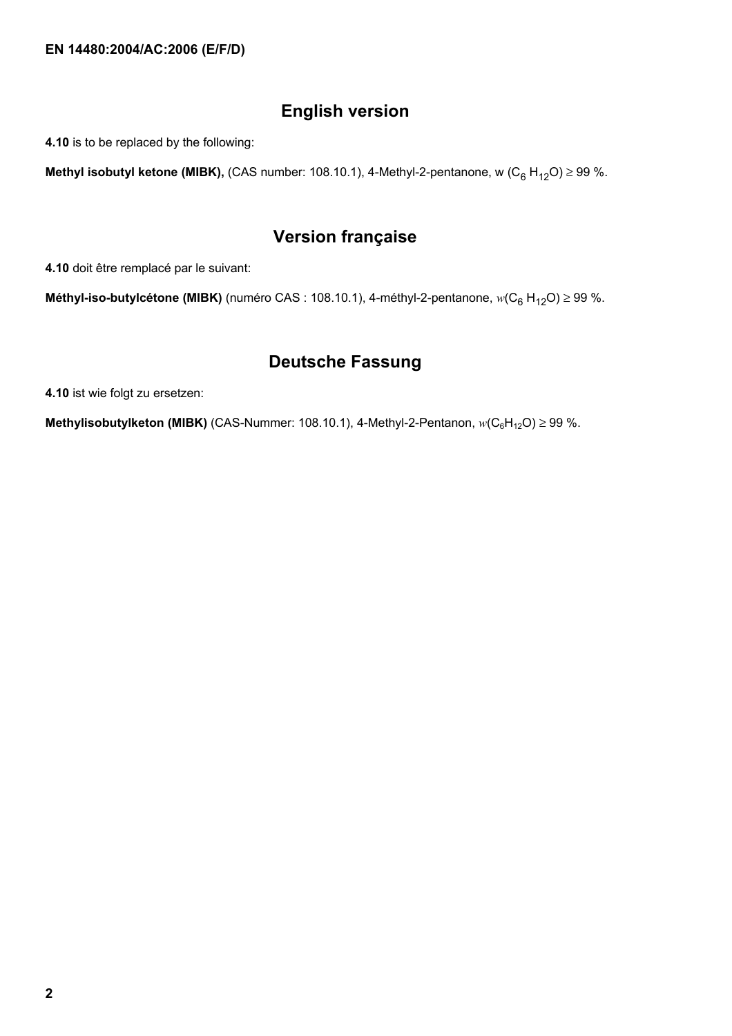## English version

**4.10** is to be replaced by the following:

**Methyl isobutyl ketone (MIBK),** (CAS number: 108.10.1), 4-Methyl-2-pentanone, w ($C_6 H_{12}O$) ≥ 99 %.

## Version française

**4.10** doit être remplacé par le suivant:

**Méthyl-iso-butylcétone (MIBK)** (numéro CAS : 108.10.1), 4-méthyl-2-pentanone, $w(C_6 H_{12}O) \geq 99$ %.

## Deutsche Fassung

**4.10** ist wie folgt zu ersetzen:

**Methylisobutylketon (MIBK)** (CAS-Nummer: 108.10.1), 4-Methyl-2-Pentanon, $w(C_6H_{12}O) \geq 99$ %.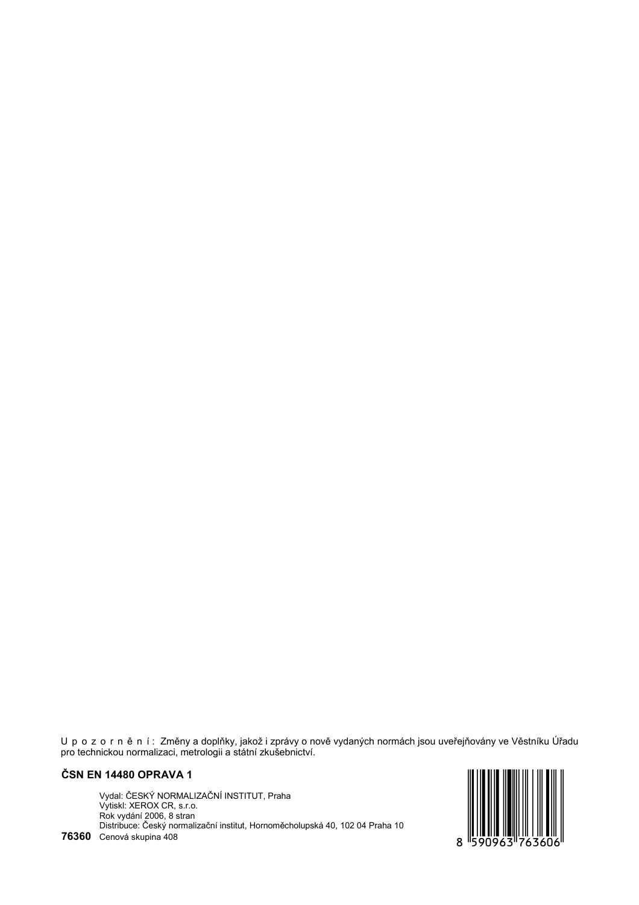U p o z o r n ě n í : Změny a doplňky, jakož i zprávy o nově vydaných normách jsou uveřejňovány ve Věstníku Úřadu pro technickou normalizaci, metrologii a státní zkušebnictví.

**ČSN EN 14480 OPRAVA 1**

Vydal: ČESKÝ NORMALIZAČNÍ INSTITUT, Praha
Vytiskl: XEROX CR, s.r.o.
Rok vydání 2006, 8 stran
Distribuce: Český normalizační institut, Hornoměcholupská 40, 102 04 Praha 10

**76360** Cenová skupina 408

8 590963 763606